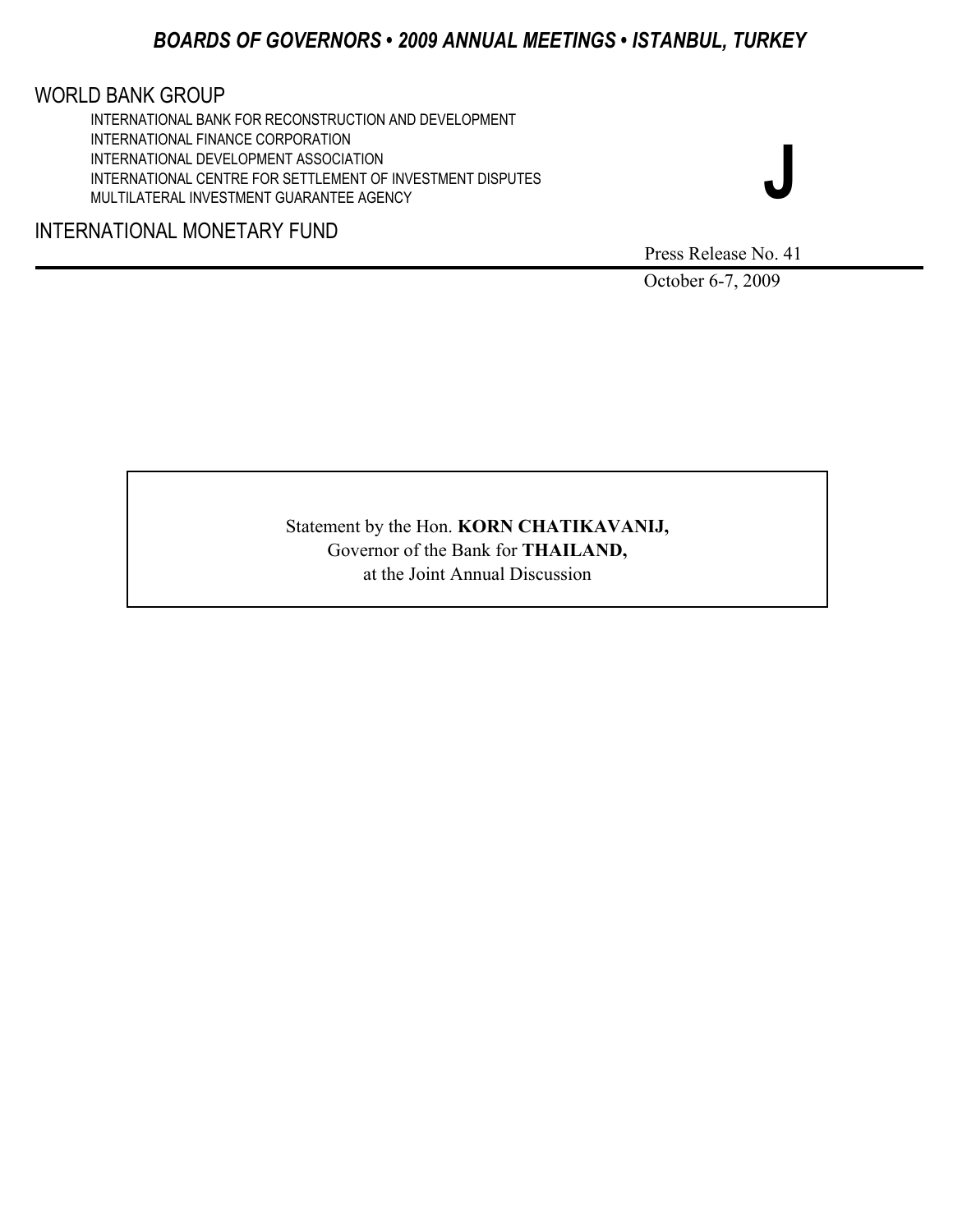***BOARDS OF GOVERNORS • 2009 ANNUAL MEETINGS • ISTANBUL, TURKEY***

WORLD BANK GROUP

INTERNATIONAL BANK FOR RECONSTRUCTION AND DEVELOPMENT
INTERNATIONAL FINANCE CORPORATION
INTERNATIONAL DEVELOPMENT ASSOCIATION
INTERNATIONAL CENTRE FOR SETTLEMENT OF INVESTMENT DISPUTES
MULTILATERAL INVESTMENT GUARANTEE AGENCY

**J**

INTERNATIONAL MONETARY FUND

Press Release No. 41

October 6-7, 2009

Statement by the Hon. **KORN CHATIKAVANIJ,**
Governor of the Bank for **THAILAND,**
at the Joint Annual Discussion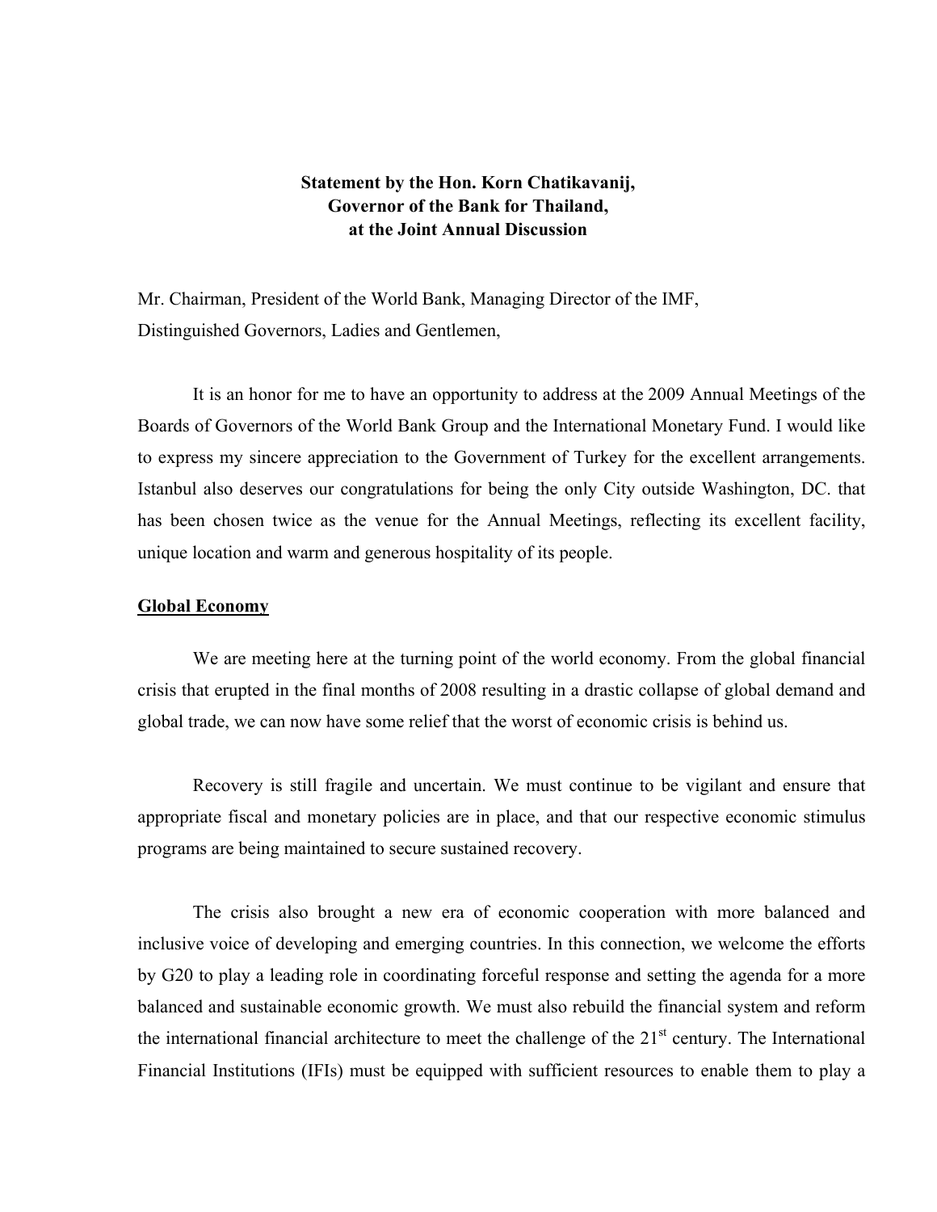**Statement by the Hon. Korn Chatikavanij,**
**Governor of the Bank for Thailand,**
**at the Joint Annual Discussion**

Mr. Chairman, President of the World Bank, Managing Director of the IMF,
Distinguished Governors, Ladies and Gentlemen,

It is an honor for me to have an opportunity to address at the 2009 Annual Meetings of the Boards of Governors of the World Bank Group and the International Monetary Fund. I would like to express my sincere appreciation to the Government of Turkey for the excellent arrangements. Istanbul also deserves our congratulations for being the only City outside Washington, DC. that has been chosen twice as the venue for the Annual Meetings, reflecting its excellent facility, unique location and warm and generous hospitality of its people.

**Global Economy**

We are meeting here at the turning point of the world economy. From the global financial crisis that erupted in the final months of 2008 resulting in a drastic collapse of global demand and global trade, we can now have some relief that the worst of economic crisis is behind us.

Recovery is still fragile and uncertain. We must continue to be vigilant and ensure that appropriate fiscal and monetary policies are in place, and that our respective economic stimulus programs are being maintained to secure sustained recovery.

The crisis also brought a new era of economic cooperation with more balanced and inclusive voice of developing and emerging countries. In this connection, we welcome the efforts by G20 to play a leading role in coordinating forceful response and setting the agenda for a more balanced and sustainable economic growth. We must also rebuild the financial system and reform the international financial architecture to meet the challenge of the 21st century. The International Financial Institutions (IFIs) must be equipped with sufficient resources to enable them to play a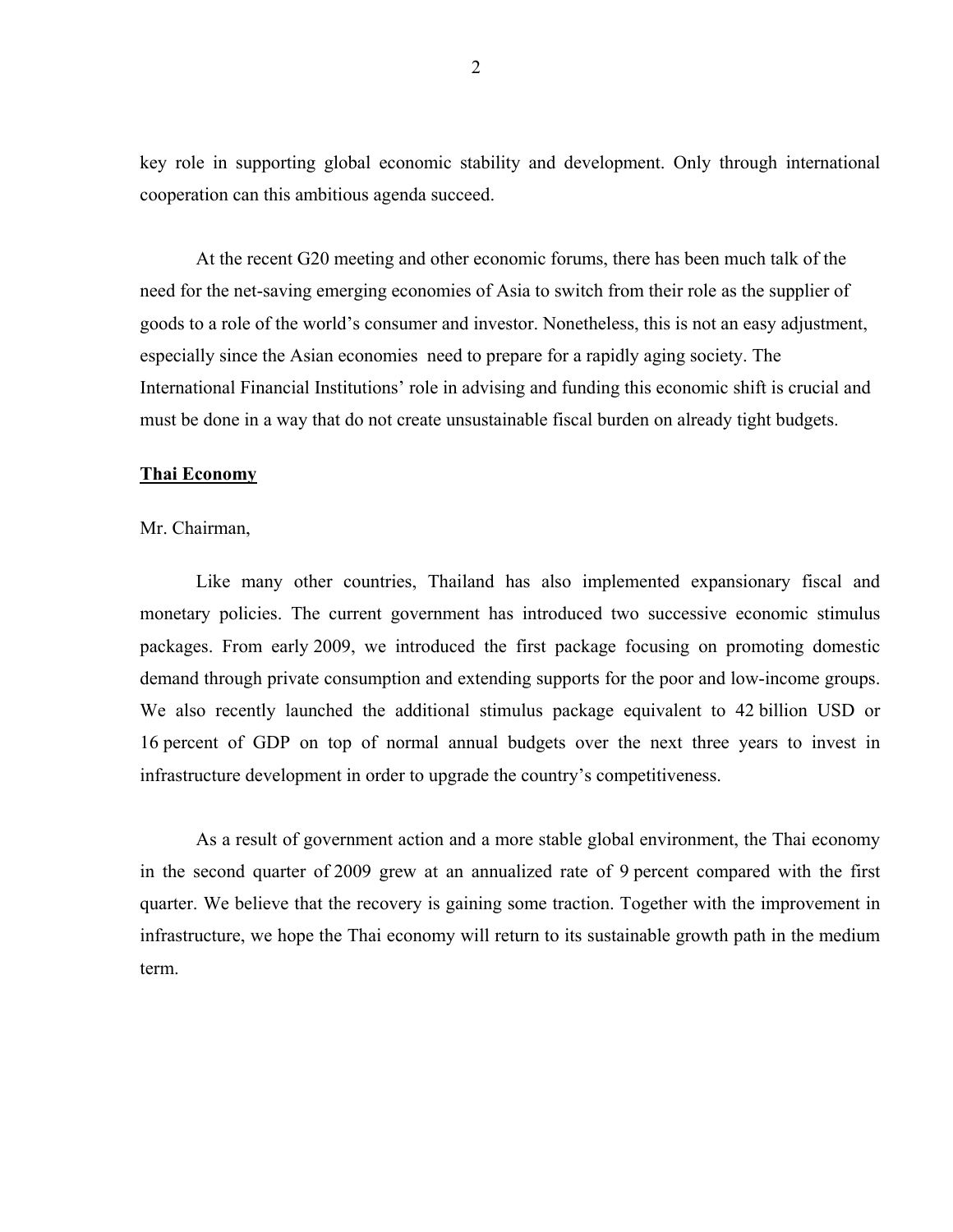key role in supporting global economic stability and development. Only through international cooperation can this ambitious agenda succeed.

At the recent G20 meeting and other economic forums, there has been much talk of the need for the net-saving emerging economies of Asia to switch from their role as the supplier of goods to a role of the world's consumer and investor. Nonetheless, this is not an easy adjustment, especially since the Asian economies need to prepare for a rapidly aging society. The International Financial Institutions' role in advising and funding this economic shift is crucial and must be done in a way that do not create unsustainable fiscal burden on already tight budgets.

**Thai Economy**

Mr. Chairman,

Like many other countries, Thailand has also implemented expansionary fiscal and monetary policies. The current government has introduced two successive economic stimulus packages. From early 2009, we introduced the first package focusing on promoting domestic demand through private consumption and extending supports for the poor and low-income groups. We also recently launched the additional stimulus package equivalent to 42 billion USD or 16 percent of GDP on top of normal annual budgets over the next three years to invest in infrastructure development in order to upgrade the country's competitiveness.

As a result of government action and a more stable global environment, the Thai economy in the second quarter of 2009 grew at an annualized rate of 9 percent compared with the first quarter. We believe that the recovery is gaining some traction. Together with the improvement in infrastructure, we hope the Thai economy will return to its sustainable growth path in the medium term.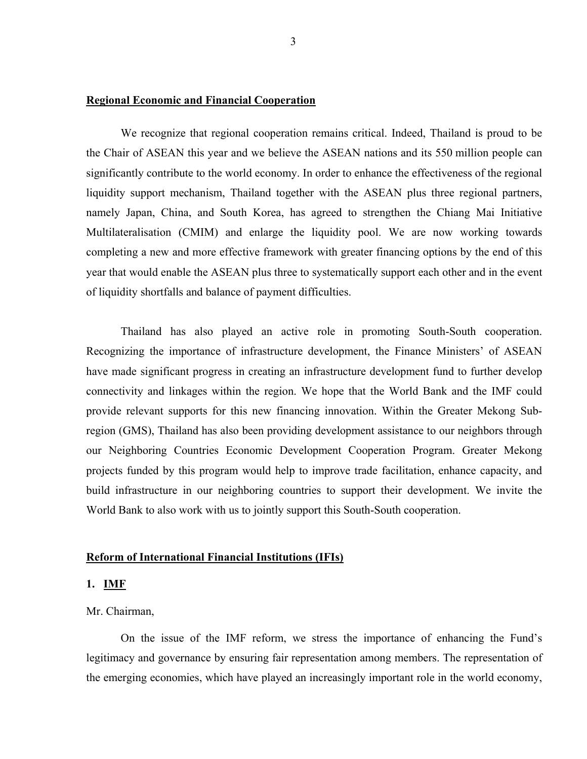**Regional Economic and Financial Cooperation**

We recognize that regional cooperation remains critical. Indeed, Thailand is proud to be the Chair of ASEAN this year and we believe the ASEAN nations and its 550 million people can significantly contribute to the world economy. In order to enhance the effectiveness of the regional liquidity support mechanism, Thailand together with the ASEAN plus three regional partners, namely Japan, China, and South Korea, has agreed to strengthen the Chiang Mai Initiative Multilateralisation (CMIM) and enlarge the liquidity pool. We are now working towards completing a new and more effective framework with greater financing options by the end of this year that would enable the ASEAN plus three to systematically support each other and in the event of liquidity shortfalls and balance of payment difficulties.

Thailand has also played an active role in promoting South-South cooperation. Recognizing the importance of infrastructure development, the Finance Ministers' of ASEAN have made significant progress in creating an infrastructure development fund to further develop connectivity and linkages within the region. We hope that the World Bank and the IMF could provide relevant supports for this new financing innovation. Within the Greater Mekong Sub-region (GMS), Thailand has also been providing development assistance to our neighbors through our Neighboring Countries Economic Development Cooperation Program. Greater Mekong projects funded by this program would help to improve trade facilitation, enhance capacity, and build infrastructure in our neighboring countries to support their development. We invite the World Bank to also work with us to jointly support this South-South cooperation.

**Reform of International Financial Institutions (IFIs)**

**1. IMF**

Mr. Chairman,

On the issue of the IMF reform, we stress the importance of enhancing the Fund's legitimacy and governance by ensuring fair representation among members. The representation of the emerging economies, which have played an increasingly important role in the world economy,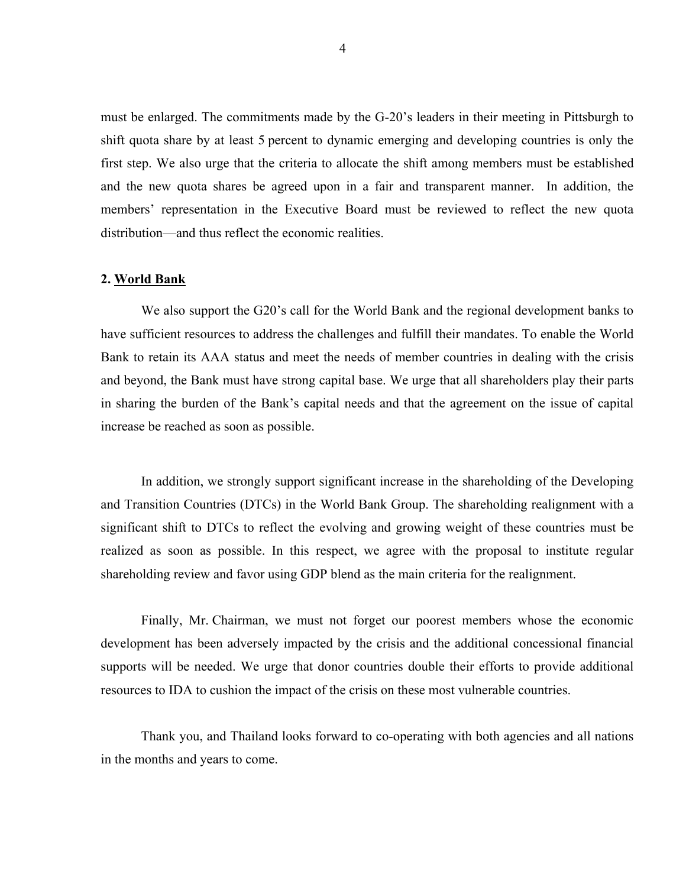must be enlarged. The commitments made by the G-20's leaders in their meeting in Pittsburgh to shift quota share by at least 5 percent to dynamic emerging and developing countries is only the first step. We also urge that the criteria to allocate the shift among members must be established and the new quota shares be agreed upon in a fair and transparent manner. In addition, the members' representation in the Executive Board must be reviewed to reflect the new quota distribution—and thus reflect the economic realities.

**2. World Bank**

We also support the G20's call for the World Bank and the regional development banks to have sufficient resources to address the challenges and fulfill their mandates. To enable the World Bank to retain its AAA status and meet the needs of member countries in dealing with the crisis and beyond, the Bank must have strong capital base. We urge that all shareholders play their parts in sharing the burden of the Bank's capital needs and that the agreement on the issue of capital increase be reached as soon as possible.

In addition, we strongly support significant increase in the shareholding of the Developing and Transition Countries (DTCs) in the World Bank Group. The shareholding realignment with a significant shift to DTCs to reflect the evolving and growing weight of these countries must be realized as soon as possible. In this respect, we agree with the proposal to institute regular shareholding review and favor using GDP blend as the main criteria for the realignment.

Finally, Mr. Chairman, we must not forget our poorest members whose the economic development has been adversely impacted by the crisis and the additional concessional financial supports will be needed. We urge that donor countries double their efforts to provide additional resources to IDA to cushion the impact of the crisis on these most vulnerable countries.

Thank you, and Thailand looks forward to co-operating with both agencies and all nations in the months and years to come.